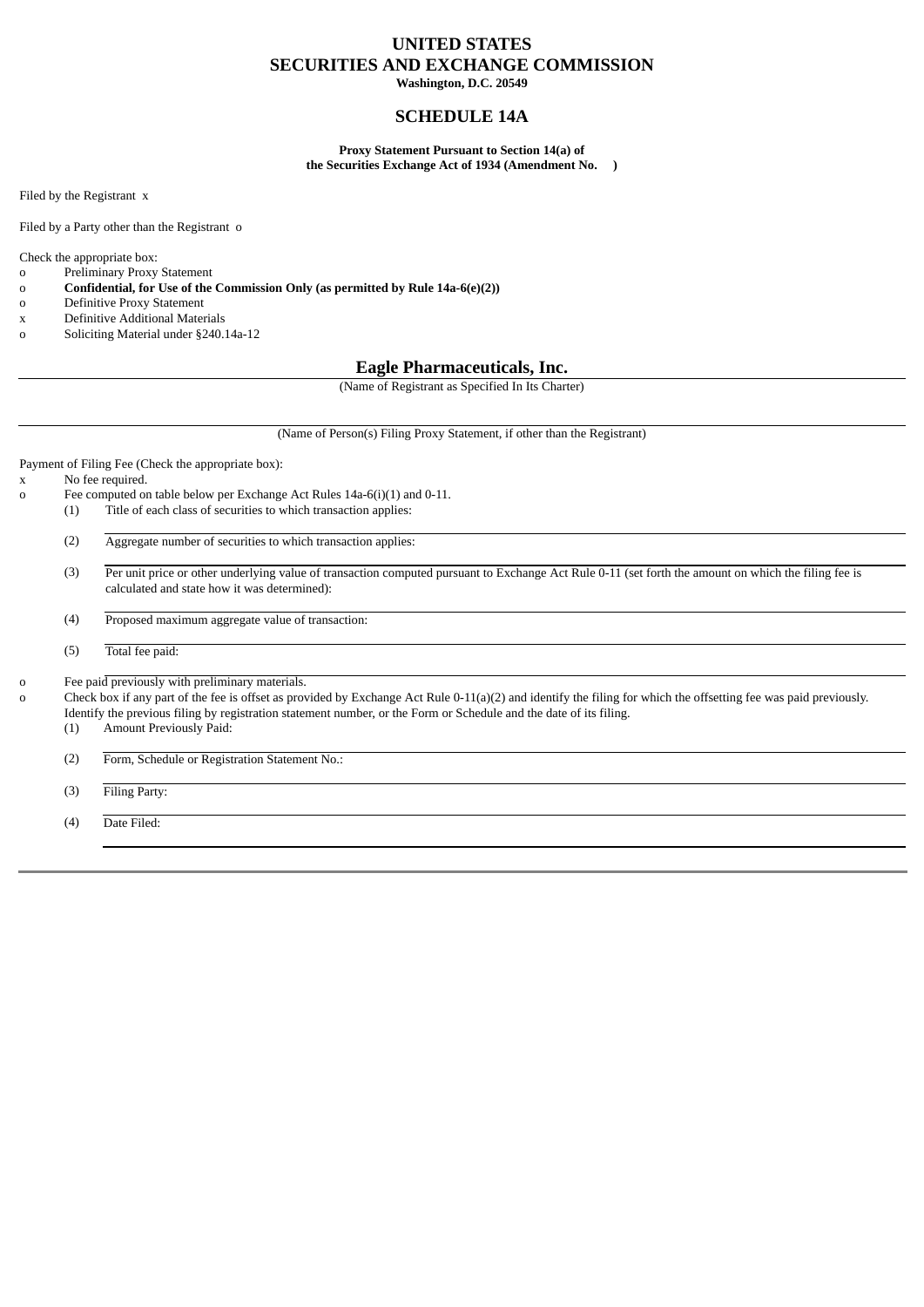# UNITED STATES
# SECURITIES AND EXCHANGE COMMISSION
**Washington, D.C. 20549**

## SCHEDULE 14A

**Proxy Statement Pursuant to Section 14(a) of**
**the Securities Exchange Act of 1934 (Amendment No. )**

Filed by the Registrant x

Filed by a Party other than the Registrant o

Check the appropriate box:

o Preliminary Proxy Statement
o **Confidential, for Use of the Commission Only (as permitted by Rule 14a-6(e)(2))**
o Definitive Proxy Statement
x Definitive Additional Materials
o Soliciting Material under §240.14a-12

## Eagle Pharmaceuticals, Inc.

(Name of Registrant as Specified In Its Charter)

(Name of Person(s) Filing Proxy Statement, if other than the Registrant)

Payment of Filing Fee (Check the appropriate box):

x No fee required.
o Fee computed on table below per Exchange Act Rules 14a-6(i)(1) and 0-11.
(1) Title of each class of securities to which transaction applies:

(2) Aggregate number of securities to which transaction applies:

(3) Per unit price or other underlying value of transaction computed pursuant to Exchange Act Rule 0-11 (set forth the amount on which the filing fee is calculated and state how it was determined):

(4) Proposed maximum aggregate value of transaction:

(5) Total fee paid:

o Fee paid previously with preliminary materials.
o Check box if any part of the fee is offset as provided by Exchange Act Rule 0-11(a)(2) and identify the filing for which the offsetting fee was paid previously. Identify the previous filing by registration statement number, or the Form or Schedule and the date of its filing.
(1) Amount Previously Paid:

(2) Form, Schedule or Registration Statement No.:

(3) Filing Party:

(4) Date Filed: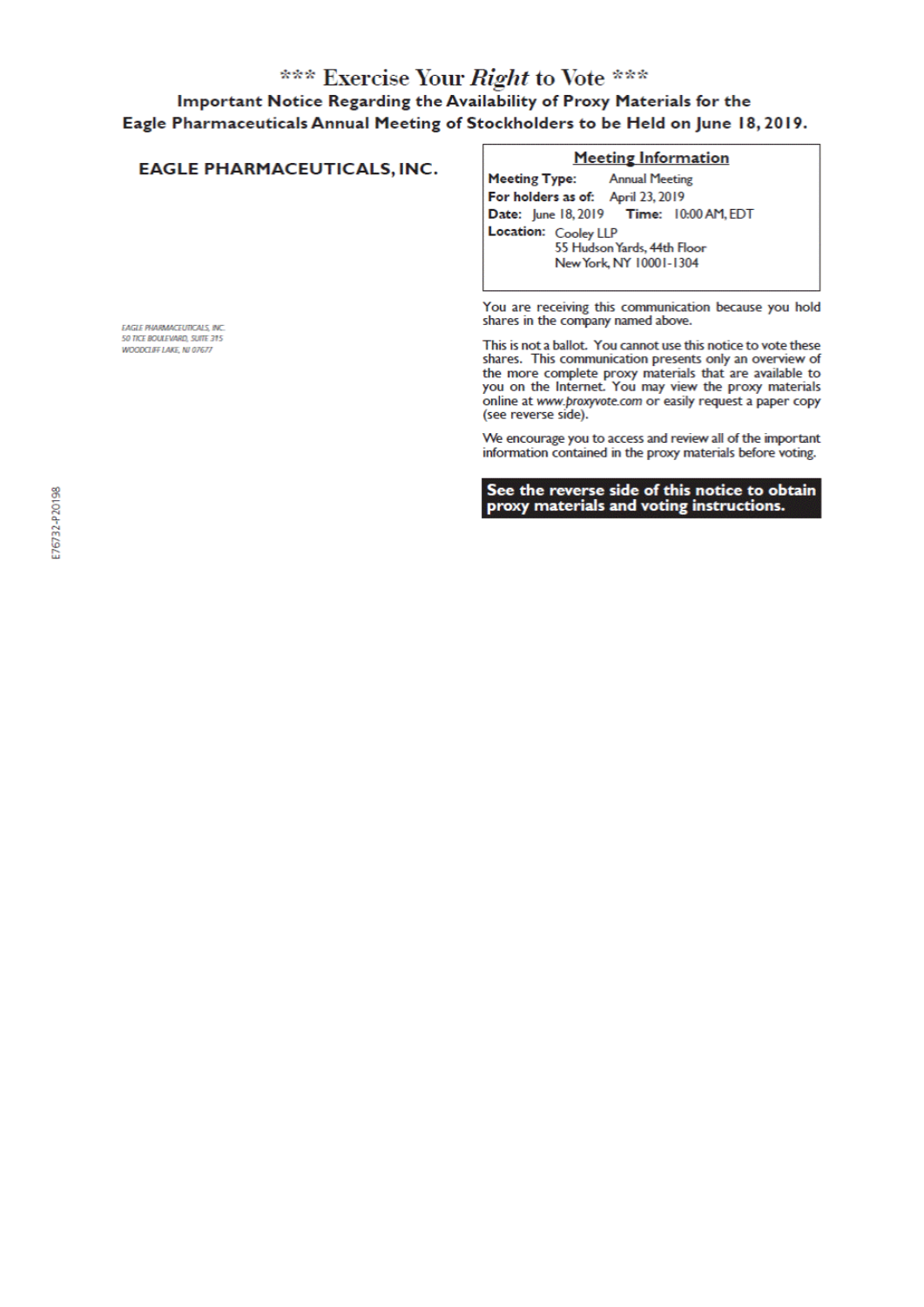# *** Exercise Your *Right* to Vote ***

**Important Notice Regarding the Availability of Proxy Materials for the Eagle Pharmaceuticals Annual Meeting of Stockholders to be Held on June 18, 2019.**

## EAGLE PHARMACEUTICALS, INC.

*EAGLE PHARMACEUTICALS, INC.*
*50 TICE BOULEVARD, SUITE 315*
*WOODCLIFF LAKE, NJ 07677*

**Meeting Information**

**Meeting Type:** Annual Meeting
**For holders as of:** April 23, 2019
**Date:** June 18, 2019 **Time:** 10:00 AM, EDT
**Location:** Cooley LLP
55 Hudson Yards, 44th Floor
New York, NY 10001-1304

You are receiving this communication because you hold shares in the company named above.

This is not a ballot. You cannot use this notice to vote these shares. This communication presents only an overview of the more complete proxy materials that are available to you on the Internet. You may view the proxy materials online at *www.proxyvote.com* or easily request a paper copy (see reverse side).

We encourage you to access and review all of the important information contained in the proxy materials before voting.

**See the reverse side of this notice to obtain proxy materials and voting instructions.**

E76732-P20198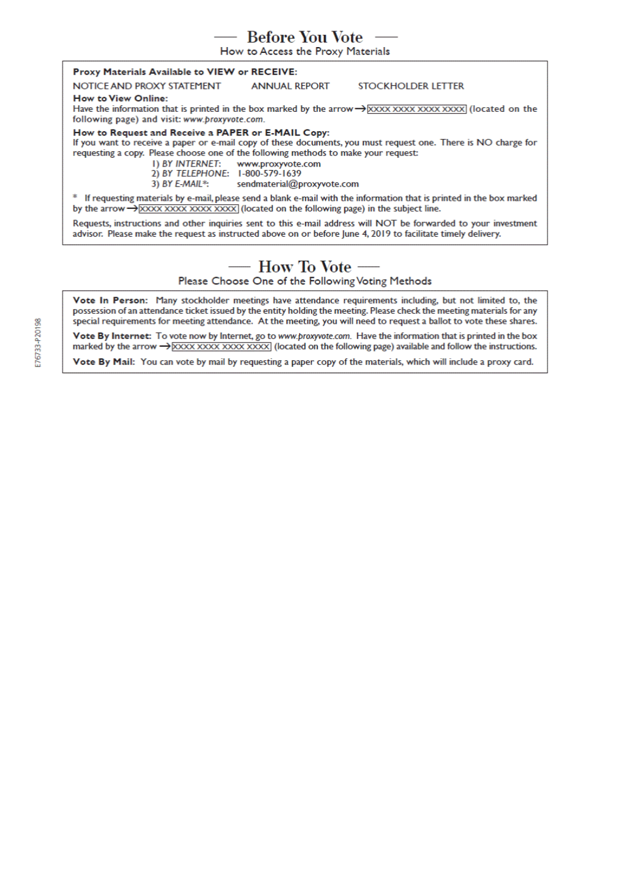## — Before You Vote —

How to Access the Proxy Materials

**Proxy Materials Available to VIEW or RECEIVE:**

NOTICE AND PROXY STATEMENT    ANNUAL REPORT    STOCKHOLDER LETTER

**How to View Online:**

Have the information that is printed in the box marked by the arrow → XXXX XXXX XXXX XXXX (located on the following page) and visit: *www.proxyvote.com*.

**How to Request and Receive a PAPER or E-MAIL Copy:**

If you want to receive a paper or e-mail copy of these documents, you must request one. There is NO charge for requesting a copy. Please choose one of the following methods to make your request:

1) *BY INTERNET*: www.proxyvote.com
2) *BY TELEPHONE*: 1-800-579-1639
3) *BY E-MAIL**: sendmaterial@proxyvote.com

* If requesting materials by e-mail, please send a blank e-mail with the information that is printed in the box marked by the arrow → XXXX XXXX XXXX XXXX (located on the following page) in the subject line.

Requests, instructions and other inquiries sent to this e-mail address will NOT be forwarded to your investment advisor. Please make the request as instructed above on or before June 4, 2019 to facilitate timely delivery.

## — How To Vote —

Please Choose One of the Following Voting Methods

**Vote In Person:** Many stockholder meetings have attendance requirements including, but not limited to, the possession of an attendance ticket issued by the entity holding the meeting. Please check the meeting materials for any special requirements for meeting attendance. At the meeting, you will need to request a ballot to vote these shares.

**Vote By Internet:** To vote now by Internet, go to *www.proxyvote.com*. Have the information that is printed in the box marked by the arrow → XXXX XXXX XXXX XXXX (located on the following page) available and follow the instructions.

**Vote By Mail:** You can vote by mail by requesting a paper copy of the materials, which will include a proxy card.

E76733-P20198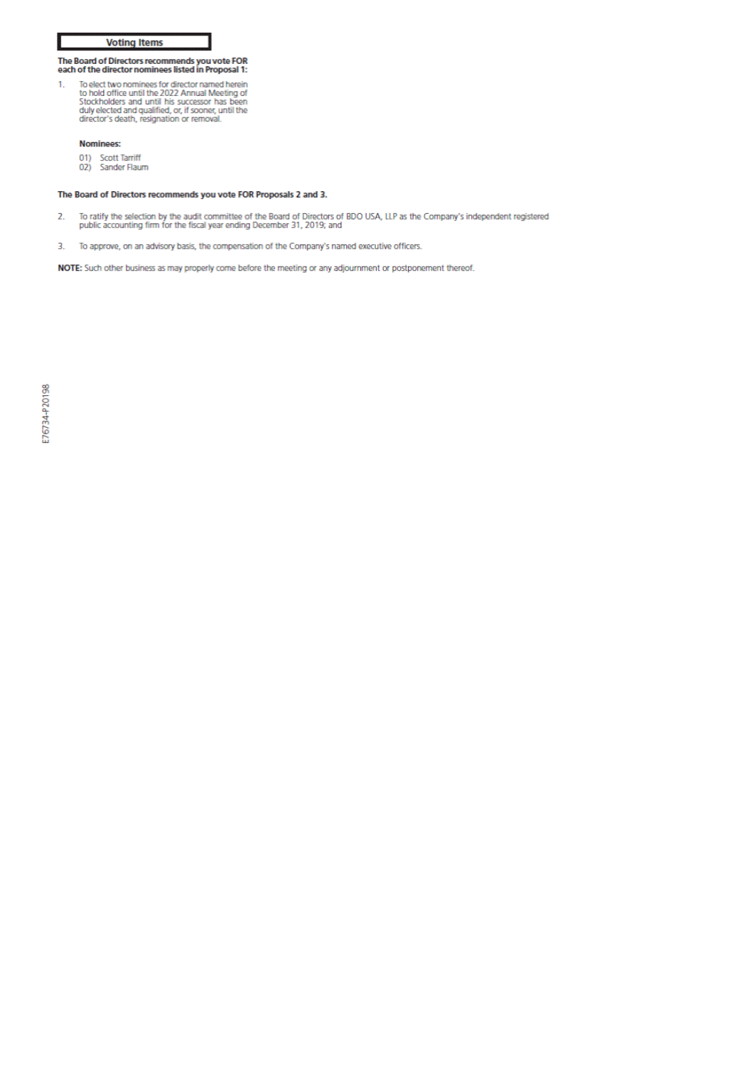## Voting Items

**The Board of Directors recommends you vote FOR each of the director nominees listed in Proposal 1:**

1. To elect two nominees for director named herein to hold office until the 2022 Annual Meeting of Stockholders and until his successor has been duly elected and qualified, or, if sooner, until the director's death, resignation or removal.

   **Nominees:**

   01) Scott Tarriff
   02) Sander Flaum

**The Board of Directors recommends you vote FOR Proposals 2 and 3.**

2. To ratify the selection by the audit committee of the Board of Directors of BDO USA, LLP as the Company's independent registered public accounting firm for the fiscal year ending December 31, 2019; and

3. To approve, on an advisory basis, the compensation of the Company's named executive officers.

**NOTE:** Such other business as may properly come before the meeting or any adjournment or postponement thereof.

E76734-P20198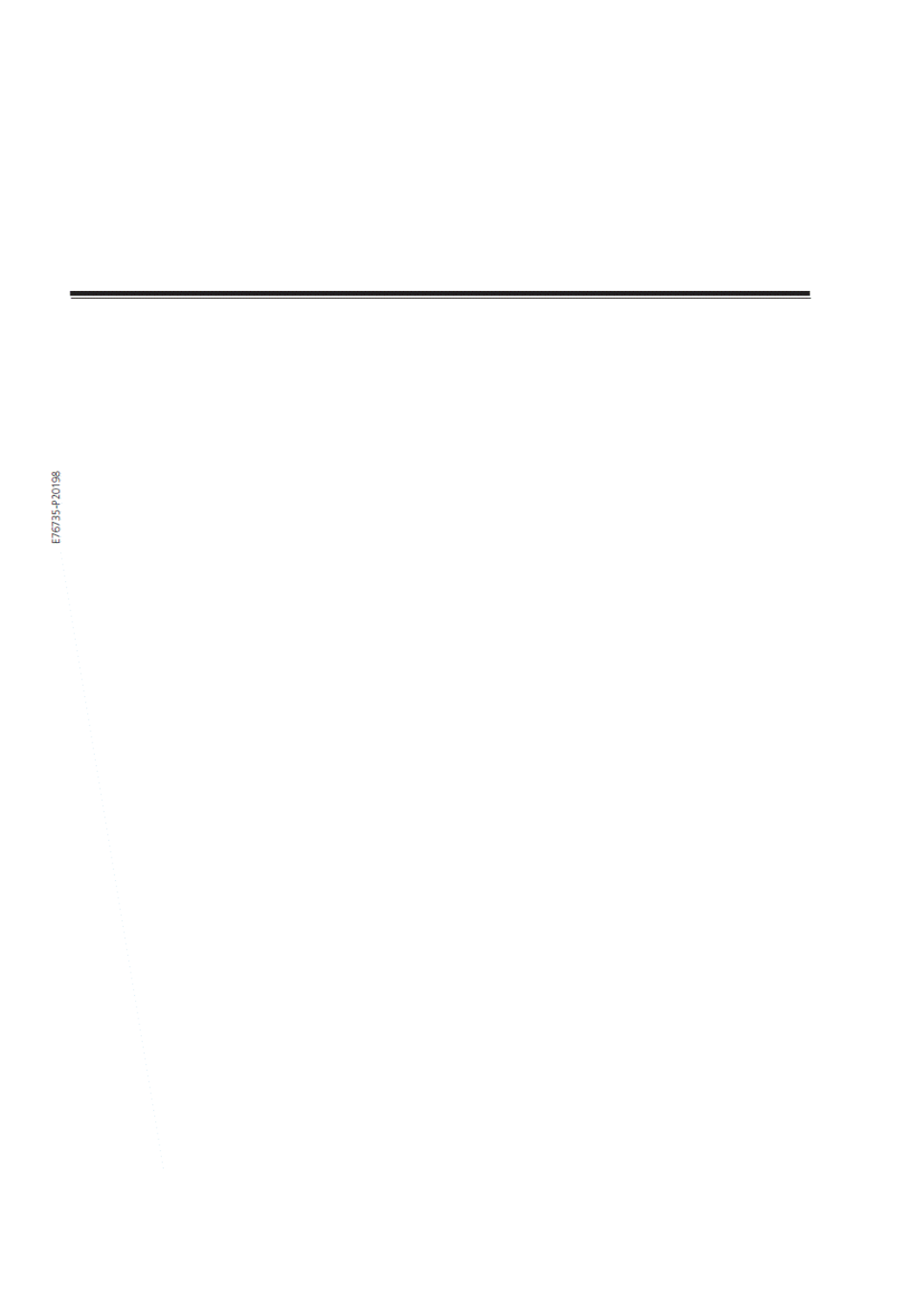E76735-P20198